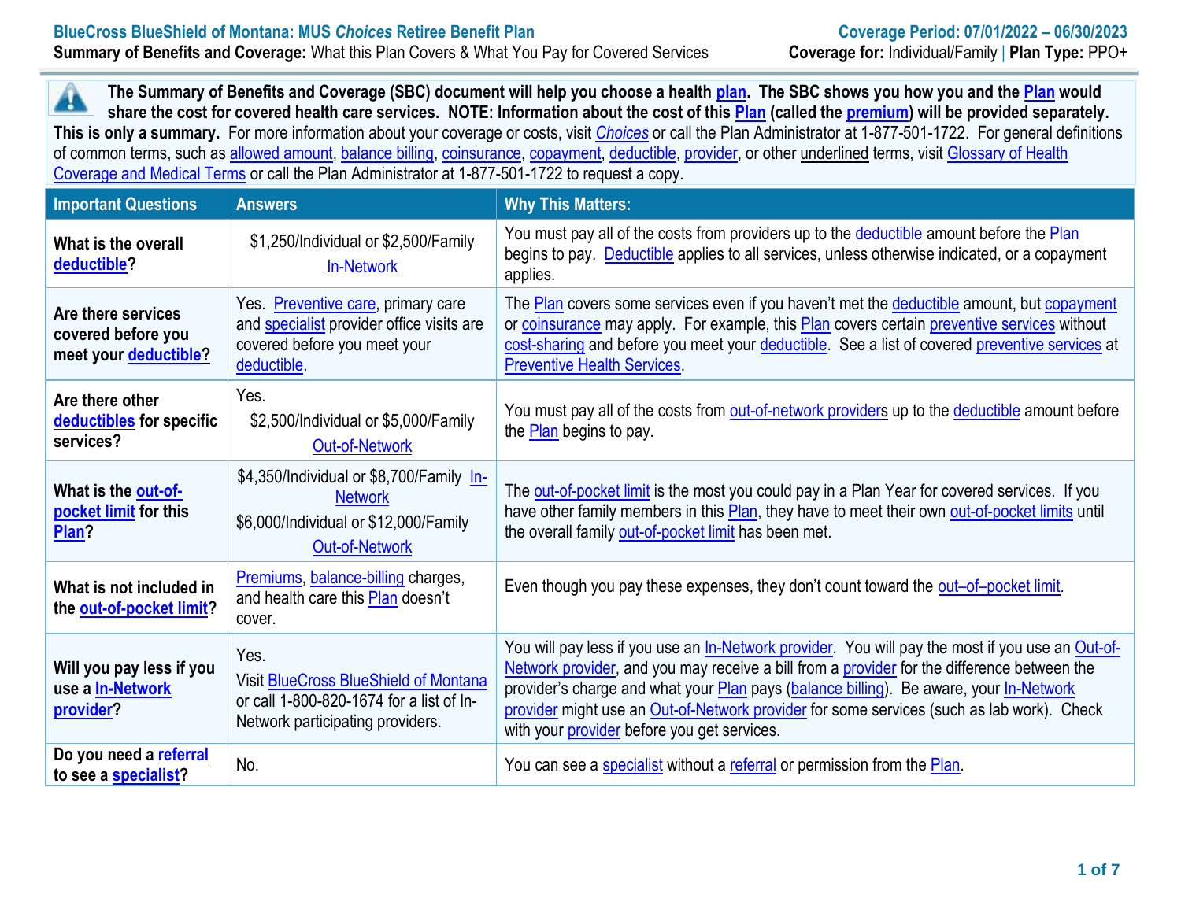**BlueCross BlueShield of Montana: MUS *Choices* Retiree Benefit Plan**

**Coverage Period: 07/01/2022 – 06/30/2023**

**Summary of Benefits and Coverage:** What this Plan Covers & What You Pay for Covered Services

**Coverage for:** Individual/Family | **Plan Type:** PPO+

**The Summary of Benefits and Coverage (SBC) document will help you choose a health plan. The SBC shows you how you and the Plan would share the cost for covered health care services. NOTE: Information about the cost of this Plan (called the premium) will be provided separately. This is only a summary.** For more information about your coverage or costs, visit *Choices* or call the Plan Administrator at 1-877-501-1722. For general definitions of common terms, such as allowed amount, balance billing, coinsurance, copayment, deductible, provider, or other underlined terms, visit Glossary of Health Coverage and Medical Terms or call the Plan Administrator at 1-877-501-1722 to request a copy.

| Important Questions | Answers | Why This Matters: |
| --- | --- | --- |
| **What is the overall deductible?** | $1,250/Individual or $2,500/Family In-Network | You must pay all of the costs from providers up to the deductible amount before the Plan begins to pay. Deductible applies to all services, unless otherwise indicated, or a copayment applies. |
| **Are there services covered before you meet your deductible?** | Yes. Preventive care, primary care and specialist provider office visits are covered before you meet your deductible. | The Plan covers some services even if you haven't met the deductible amount, but copayment or coinsurance may apply. For example, this Plan covers certain preventive services without cost-sharing and before you meet your deductible. See a list of covered preventive services at Preventive Health Services. |
| **Are there other deductibles for specific services?** | Yes. $2,500/Individual or $5,000/Family Out-of-Network | You must pay all of the costs from out-of-network providers up to the deductible amount before the Plan begins to pay. |
| **What is the out-of-pocket limit for this Plan?** | $4,350/Individual or $8,700/Family In-Network<br>$6,000/Individual or $12,000/Family Out-of-Network | The out-of-pocket limit is the most you could pay in a Plan Year for covered services. If you have other family members in this Plan, they have to meet their own out-of-pocket limits until the overall family out-of-pocket limit has been met. |
| **What is not included in the out-of-pocket limit?** | Premiums, balance-billing charges, and health care this Plan doesn't cover. | Even though you pay these expenses, they don't count toward the out–of–pocket limit. |
| **Will you pay less if you use a In-Network provider?** | Yes. Visit BlueCross BlueShield of Montana or call 1-800-820-1674 for a list of In-Network participating providers. | You will pay less if you use an In-Network provider. You will pay the most if you use an Out-of-Network provider, and you may receive a bill from a provider for the difference between the provider's charge and what your Plan pays (balance billing). Be aware, your In-Network provider might use an Out-of-Network provider for some services (such as lab work). Check with your provider before you get services. |
| **Do you need a referral to see a specialist?** | No. | You can see a specialist without a referral or permission from the Plan. |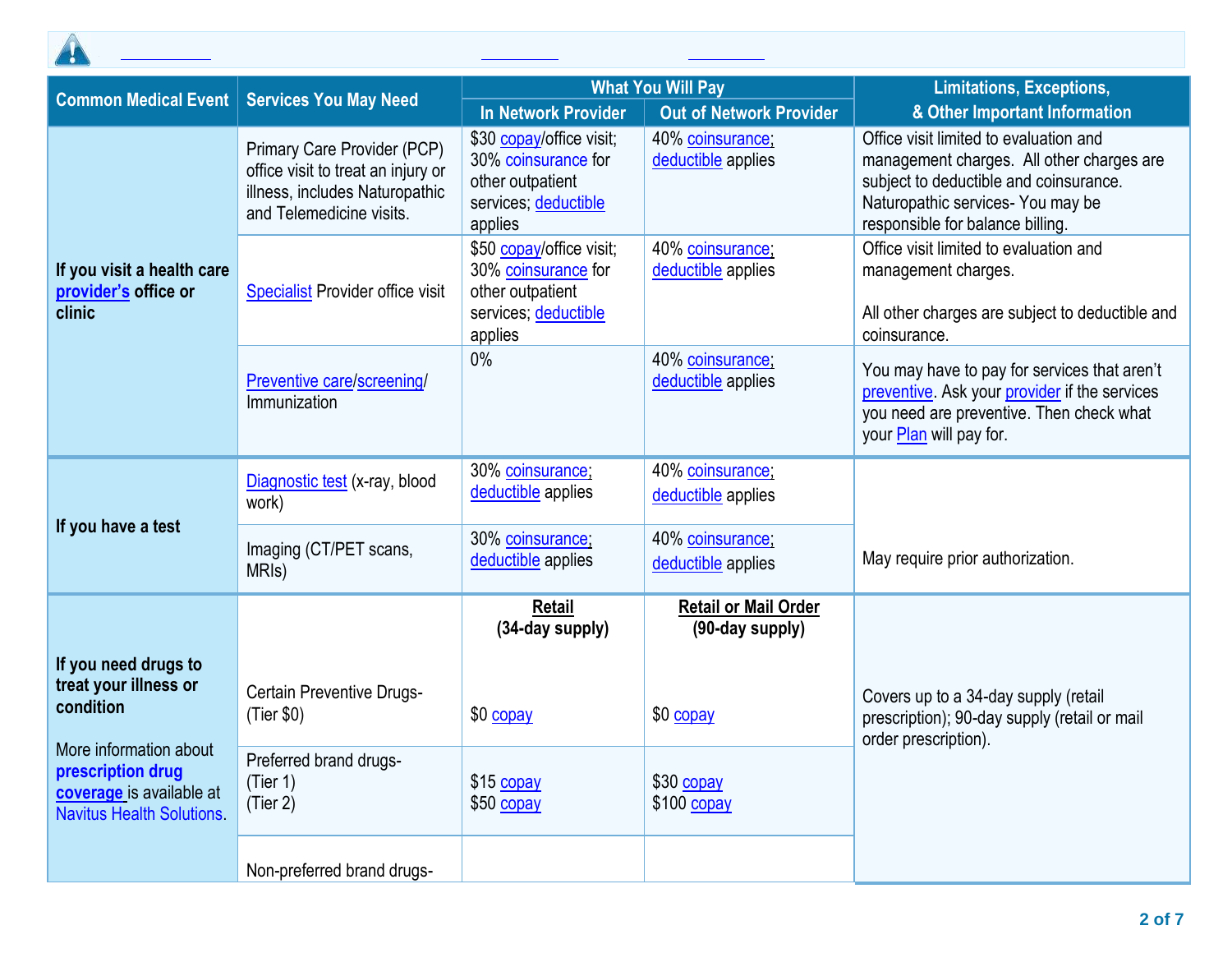| Common Medical Event | Services You May Need | What You Will Pay | | Limitations, Exceptions, & Other Important Information |
|---|---|---|---|---|
| | | In Network Provider | Out of Network Provider | |
| If you visit a health care provider's office or clinic | Primary Care Provider (PCP) office visit to treat an injury or illness, includes Naturopathic and Telemedicine visits. | $30 copay/office visit; 30% coinsurance for other outpatient services; deductible applies | 40% coinsurance; deductible applies | Office visit limited to evaluation and management charges. All other charges are subject to deductible and coinsurance. Naturopathic services- You may be responsible for balance billing. |
| | Specialist Provider office visit | $50 copay/office visit; 30% coinsurance for other outpatient services; deductible applies | 40% coinsurance; deductible applies | Office visit limited to evaluation and management charges.<br><br>All other charges are subject to deductible and coinsurance. |
| | Preventive care/screening/ Immunization | 0% | 40% coinsurance; deductible applies | You may have to pay for services that aren't preventive. Ask your provider if the services you need are preventive. Then check what your Plan will pay for. |
| If you have a test | Diagnostic test (x-ray, blood work) | 30% coinsurance; deductible applies | 40% coinsurance; deductible applies | May require prior authorization. |
| | Imaging (CT/PET scans, MRIs) | 30% coinsurance; deductible applies | 40% coinsurance; deductible applies | |
| If you need drugs to treat your illness or condition<br><br>More information about **prescription drug coverage** is available at Navitus Health Solutions. | | **Retail (34-day supply)** | **Retail or Mail Order (90-day supply)** | Covers up to a 34-day supply (retail prescription); 90-day supply (retail or mail order prescription). |
| | Certain Preventive Drugs- (Tier $0) | $0 copay | $0 copay | |
| | Preferred brand drugs- (Tier 1) (Tier 2) | $15 copay<br>$50 copay | $30 copay<br>$100 copay | |
| | Non-preferred brand drugs- | | | |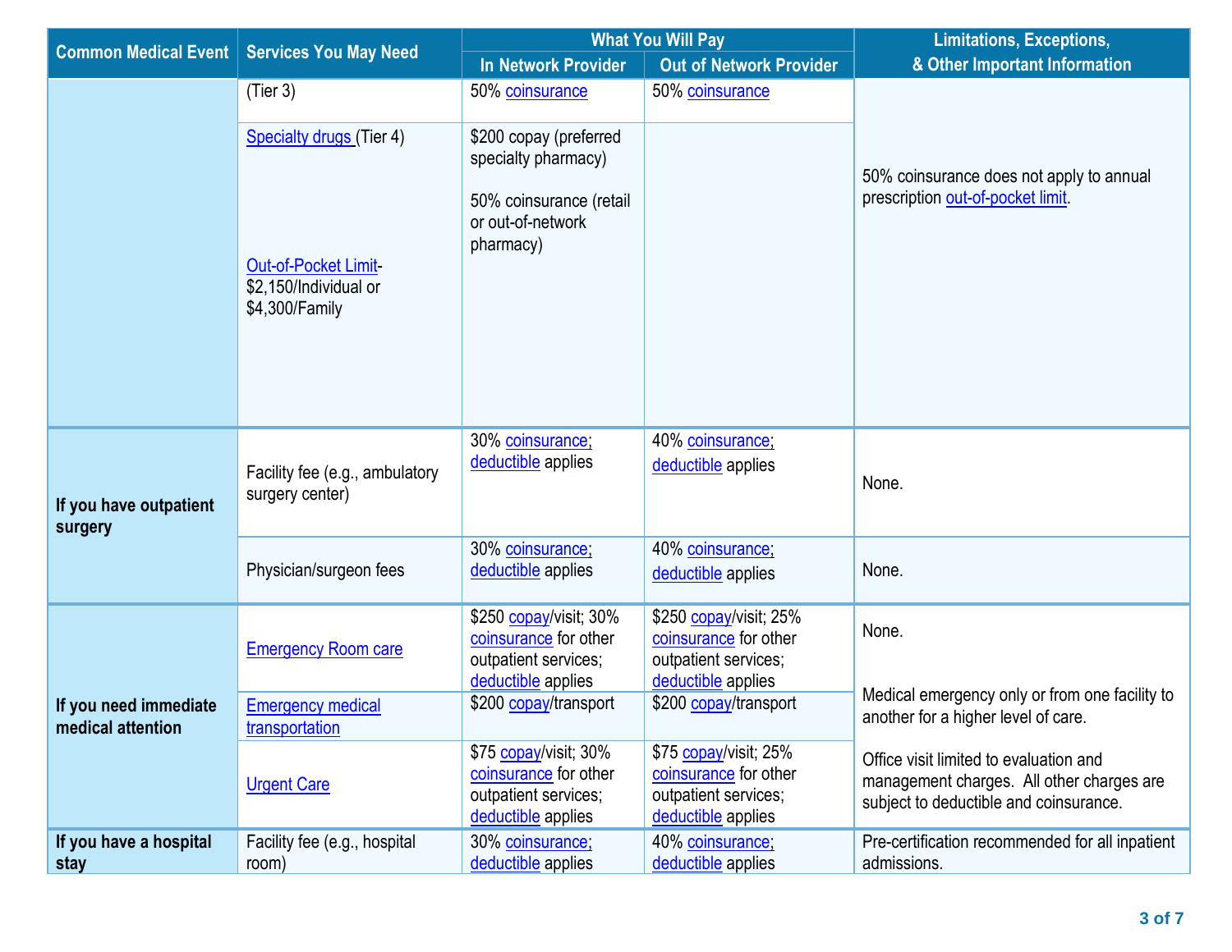| Common Medical Event | Services You May Need | What You Will Pay | | Limitations, Exceptions, & Other Important Information |
|---|---|---|---|---|
| | | In Network Provider | Out of Network Provider | |
| | (Tier 3) | 50% coinsurance | 50% coinsurance | 50% coinsurance does not apply to annual prescription out-of-pocket limit. |
| | Specialty drugs (Tier 4)<br><br>Out-of-Pocket Limit- $2,150/Individual or $4,300/Family | $200 copay (preferred specialty pharmacy)<br><br>50% coinsurance (retail or out-of-network pharmacy) | | |
| If you have outpatient surgery | Facility fee (e.g., ambulatory surgery center) | 30% coinsurance; deductible applies | 40% coinsurance; deductible applies | None. |
| | Physician/surgeon fees | 30% coinsurance; deductible applies | 40% coinsurance; deductible applies | None. |
| If you need immediate medical attention | Emergency Room care | $250 copay/visit; 30% coinsurance for other outpatient services; deductible applies | $250 copay/visit; 25% coinsurance for other outpatient services; deductible applies | None. |
| | Emergency medical transportation | $200 copay/transport | $200 copay/transport | Medical emergency only or from one facility to another for a higher level of care. |
| | Urgent Care | $75 copay/visit; 30% coinsurance for other outpatient services; deductible applies | $75 copay/visit; 25% coinsurance for other outpatient services; deductible applies | Office visit limited to evaluation and management charges. All other charges are subject to deductible and coinsurance. |
| If you have a hospital stay | Facility fee (e.g., hospital room) | 30% coinsurance; deductible applies | 40% coinsurance; deductible applies | Pre-certification recommended for all inpatient admissions. |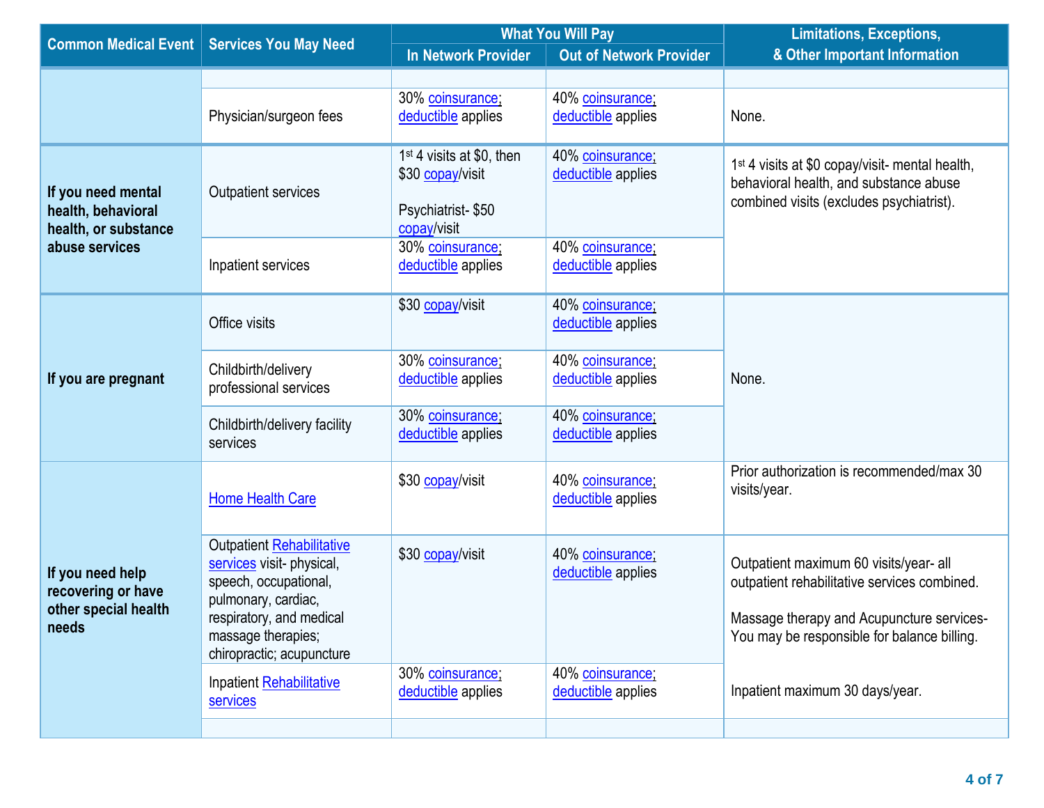| Common Medical Event | Services You May Need | What You Will Pay | | Limitations, Exceptions, & Other Important Information |
|---|---|---|---|---|
| | | In Network Provider | Out of Network Provider | |
| | | | | |
| | Physician/surgeon fees | 30% coinsurance; deductible applies | 40% coinsurance; deductible applies | None. |
| **If you need mental health, behavioral health, or substance abuse services** | Outpatient services | 1st 4 visits at $0, then $30 copay/visit<br><br>Psychiatrist- $50 copay/visit | 40% coinsurance; deductible applies | 1st 4 visits at $0 copay/visit- mental health, behavioral health, and substance abuse combined visits (excludes psychiatrist). |
| | Inpatient services | 30% coinsurance; deductible applies | 40% coinsurance; deductible applies | |
| **If you are pregnant** | Office visits | $30 copay/visit | 40% coinsurance; deductible applies | None. |
| | Childbirth/delivery professional services | 30% coinsurance; deductible applies | 40% coinsurance; deductible applies | |
| | Childbirth/delivery facility services | 30% coinsurance; deductible applies | 40% coinsurance; deductible applies | |
| **If you need help recovering or have other special health needs** | Home Health Care | $30 copay/visit | 40% coinsurance; deductible applies | Prior authorization is recommended/max 30 visits/year. |
| | Outpatient Rehabilitative services visit- physical, speech, occupational, pulmonary, cardiac, respiratory, and medical massage therapies; chiropractic; acupuncture | $30 copay/visit | 40% coinsurance; deductible applies | Outpatient maximum 60 visits/year- all outpatient rehabilitative services combined.<br><br>Massage therapy and Acupuncture services- You may be responsible for balance billing.<br><br>Inpatient maximum 30 days/year. |
| | Inpatient Rehabilitative services | 30% coinsurance; deductible applies | 40% coinsurance; deductible applies | |
| | | | | |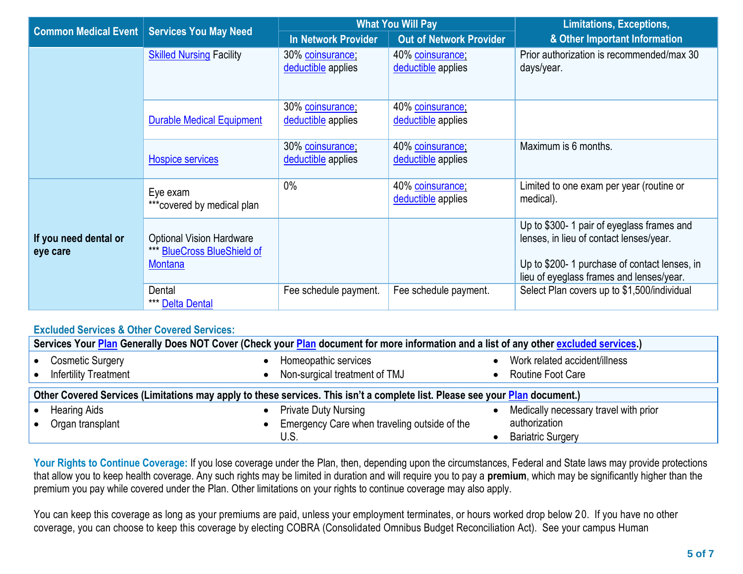| Common Medical Event | Services You May Need | What You Will Pay | | Limitations, Exceptions, & Other Important Information |
|---|---|---|---|---|
| | | In Network Provider | Out of Network Provider | |
| | Skilled Nursing Facility | 30% coinsurance; deductible applies | 40% coinsurance; deductible applies | Prior authorization is recommended/max 30 days/year. |
| | Durable Medical Equipment | 30% coinsurance; deductible applies | 40% coinsurance; deductible applies | |
| | Hospice services | 30% coinsurance; deductible applies | 40% coinsurance; deductible applies | Maximum is 6 months. |
| If you need dental or eye care | Eye exam ***covered by medical plan | 0% | 40% coinsurance; deductible applies | Limited to one exam per year (routine or medical). |
| | Optional Vision Hardware *** BlueCross BlueShield of Montana | | | Up to $300- 1 pair of eyeglass frames and lenses, in lieu of contact lenses/year.<br><br>Up to $200- 1 purchase of contact lenses, in lieu of eyeglass frames and lenses/year. |
| | Dental *** Delta Dental | Fee schedule payment. | Fee schedule payment. | Select Plan covers up to $1,500/individual |

**Excluded Services & Other Covered Services:**

**Services Your Plan Generally Does NOT Cover (Check your Plan document for more information and a list of any other excluded services.)**

- Cosmetic Surgery
- Infertility Treatment
- Homeopathic services
- Non-surgical treatment of TMJ
- Work related accident/illness
- Routine Foot Care

**Other Covered Services (Limitations may apply to these services. This isn't a complete list. Please see your Plan document.)**

- Hearing Aids
- Organ transplant
- Private Duty Nursing
- Emergency Care when traveling outside of the U.S.
- Medically necessary travel with prior authorization
- Bariatric Surgery

**Your Rights to Continue Coverage:** If you lose coverage under the Plan, then, depending upon the circumstances, Federal and State laws may provide protections that allow you to keep health coverage. Any such rights may be limited in duration and will require you to pay a **premium**, which may be significantly higher than the premium you pay while covered under the Plan. Other limitations on your rights to continue coverage may also apply.

You can keep this coverage as long as your premiums are paid, unless your employment terminates, or hours worked drop below 20. If you have no other coverage, you can choose to keep this coverage by electing COBRA (Consolidated Omnibus Budget Reconciliation Act). See your campus Human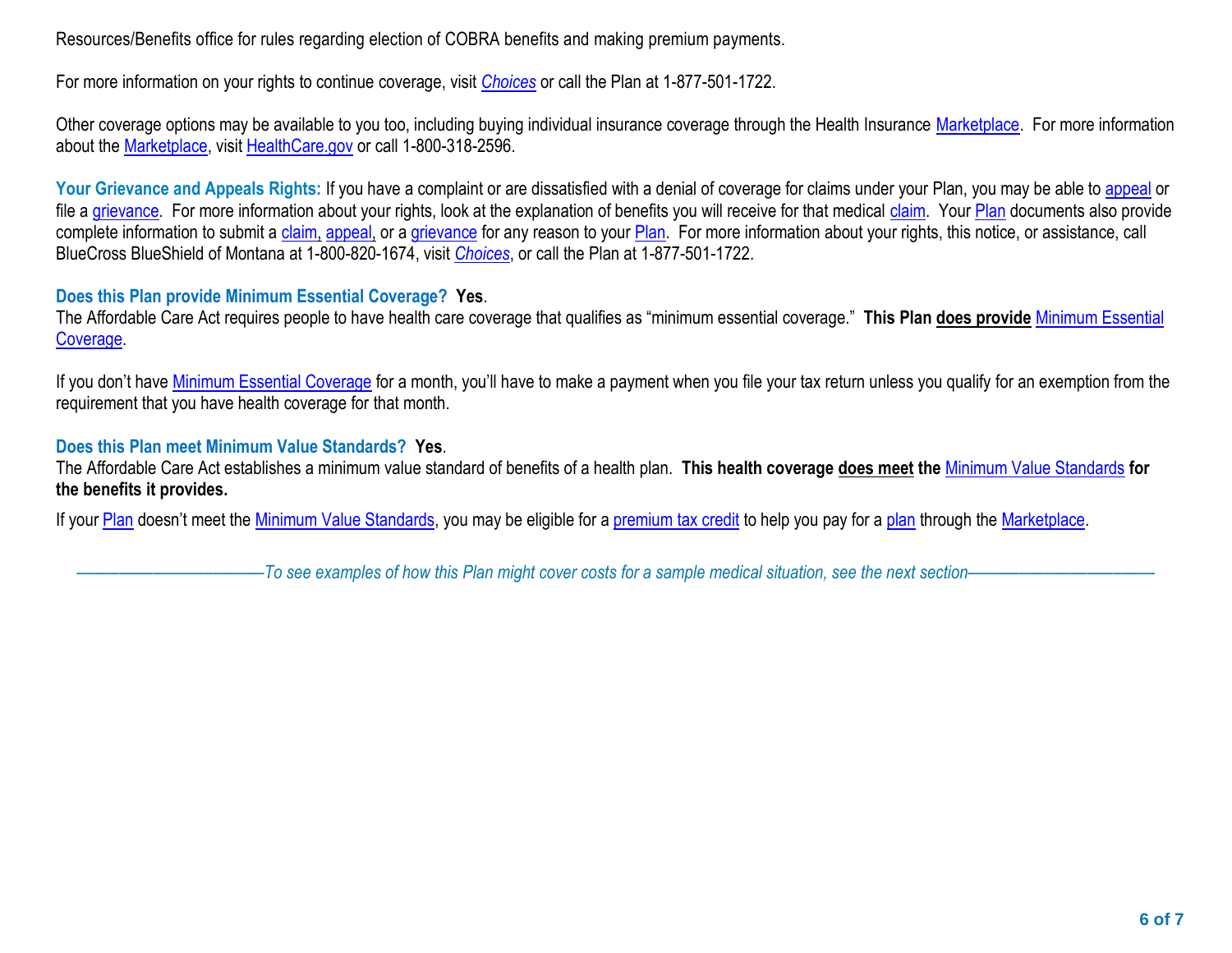Resources/Benefits office for rules regarding election of COBRA benefits and making premium payments.

For more information on your rights to continue coverage, visit *Choices* or call the Plan at 1-877-501-1722.

Other coverage options may be available to you too, including buying individual insurance coverage through the Health Insurance Marketplace. For more information about the Marketplace, visit HealthCare.gov or call 1-800-318-2596.

**Your Grievance and Appeals Rights:** If you have a complaint or are dissatisfied with a denial of coverage for claims under your Plan, you may be able to appeal or file a grievance. For more information about your rights, look at the explanation of benefits you will receive for that medical claim. Your Plan documents also provide complete information to submit a claim, appeal, or a grievance for any reason to your Plan. For more information about your rights, this notice, or assistance, call BlueCross BlueShield of Montana at 1-800-820-1674, visit *Choices*, or call the Plan at 1-877-501-1722.

**Does this Plan provide Minimum Essential Coverage? Yes**.

The Affordable Care Act requires people to have health care coverage that qualifies as "minimum essential coverage." **This Plan does provide** Minimum Essential Coverage.

If you don't have Minimum Essential Coverage for a month, you'll have to make a payment when you file your tax return unless you qualify for an exemption from the requirement that you have health coverage for that month.

**Does this Plan meet Minimum Value Standards? Yes**.

The Affordable Care Act establishes a minimum value standard of benefits of a health plan. **This health coverage does meet the** Minimum Value Standards **for the benefits it provides.**

If your Plan doesn't meet the Minimum Value Standards, you may be eligible for a premium tax credit to help you pay for a plan through the Marketplace.

*——————————To see examples of how this Plan might cover costs for a sample medical situation, see the next section——————————*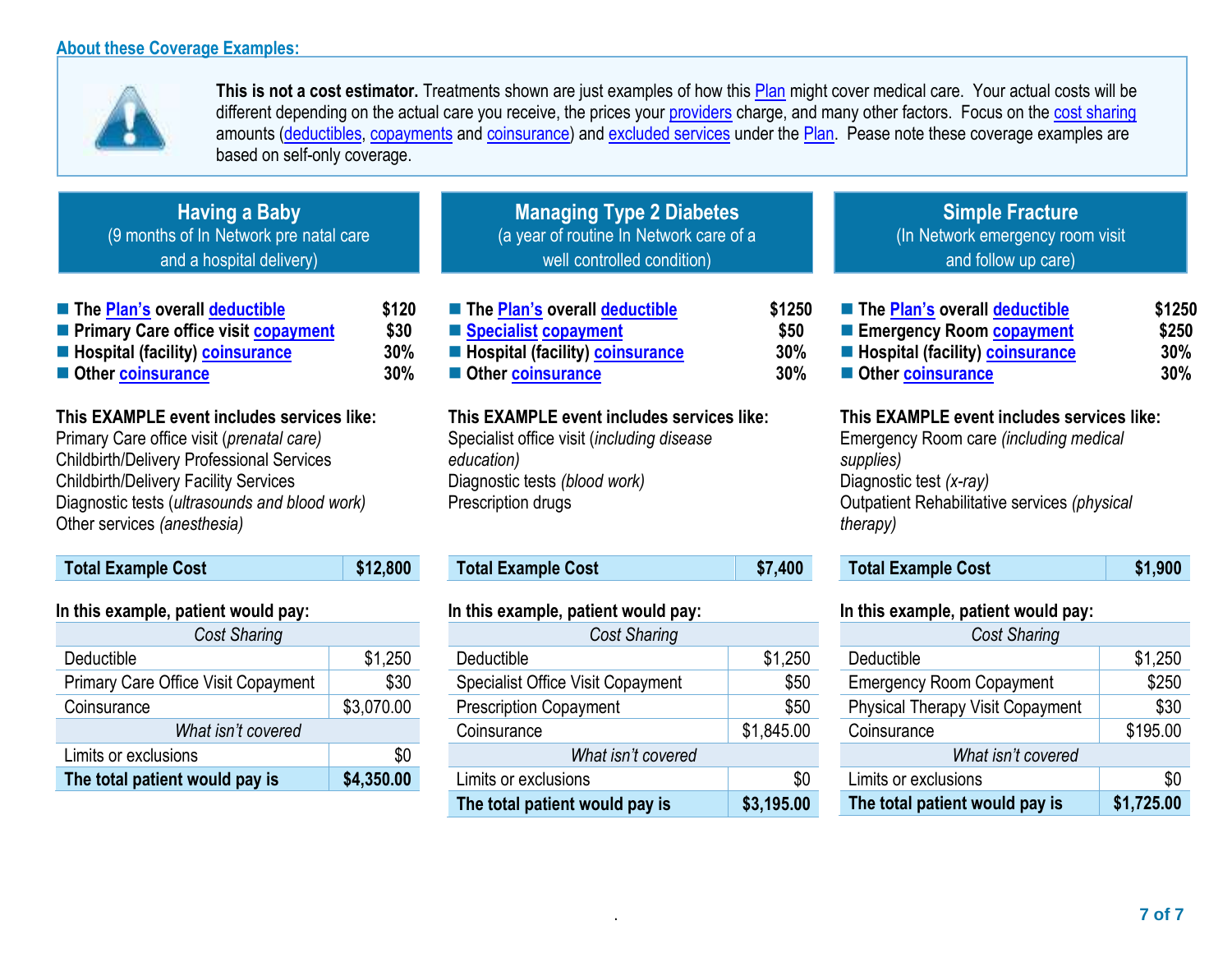## About these Coverage Examples:

**This is not a cost estimator.** Treatments shown are just examples of how this Plan might cover medical care. Your actual costs will be different depending on the actual care you receive, the prices your providers charge, and many other factors. Focus on the cost sharing amounts (deductibles, copayments and coinsurance) and excluded services under the Plan. Pease note these coverage examples are based on self-only coverage.

### Having a Baby
(9 months of In Network pre natal care and a hospital delivery)

- **The Plan's overall deductible** — **$120**
- **Primary Care office visit copayment** — **$30**
- **Hospital (facility) coinsurance** — **30%**
- **Other coinsurance** — **30%**

**This EXAMPLE event includes services like:**
Primary Care office visit (*prenatal care)*
Childbirth/Delivery Professional Services
Childbirth/Delivery Facility Services
Diagnostic tests (*ultrasounds and blood work)*
Other services *(anesthesia)*

| **Total Example Cost** | **$12,800** |
|---|---|

**In this example, patient would pay:**

| *Cost Sharing* | |
|---|---|
| Deductible | $1,250 |
| Primary Care Office Visit Copayment | $30 |
| Coinsurance | $3,070.00 |
| *What isn't covered* | |
| Limits or exclusions | $0 |
| **The total patient would pay is** | **$4,350.00** |

### Managing Type 2 Diabetes
(a year of routine In Network care of a well controlled condition)

- **The Plan's overall deductible** — **$1250**
- **Specialist copayment** — **$50**
- **Hospital (facility) coinsurance** — **30%**
- **Other coinsurance** — **30%**

**This EXAMPLE event includes services like:**
Specialist office visit (*including disease education)*
Diagnostic tests *(blood work)*
Prescription drugs

| **Total Example Cost** | **$7,400** |
|---|---|

**In this example, patient would pay:**

| *Cost Sharing* | |
|---|---|
| Deductible | $1,250 |
| Specialist Office Visit Copayment | $50 |
| Prescription Copayment | $50 |
| Coinsurance | $1,845.00 |
| *What isn't covered* | |
| Limits or exclusions | $0 |
| **The total patient would pay is** | **$3,195.00** |

### Simple Fracture
(In Network emergency room visit and follow up care)

- **The Plan's overall deductible** — **$1250**
- **Emergency Room copayment** — **$250**
- **Hospital (facility) coinsurance** — **30%**
- **Other coinsurance** — **30%**

**This EXAMPLE event includes services like:**
Emergency Room care *(including medical supplies)*
Diagnostic test *(x-ray)*
Outpatient Rehabilitative services *(physical therapy)*

| **Total Example Cost** | **$1,900** |
|---|---|

**In this example, patient would pay:**

| *Cost Sharing* | |
|---|---|
| Deductible | $1,250 |
| Emergency Room Copayment | $250 |
| Physical Therapy Visit Copayment | $30 |
| Coinsurance | $195.00 |
| *What isn't covered* | |
| Limits or exclusions | $0 |
| **The total patient would pay is** | **$1,725.00** |